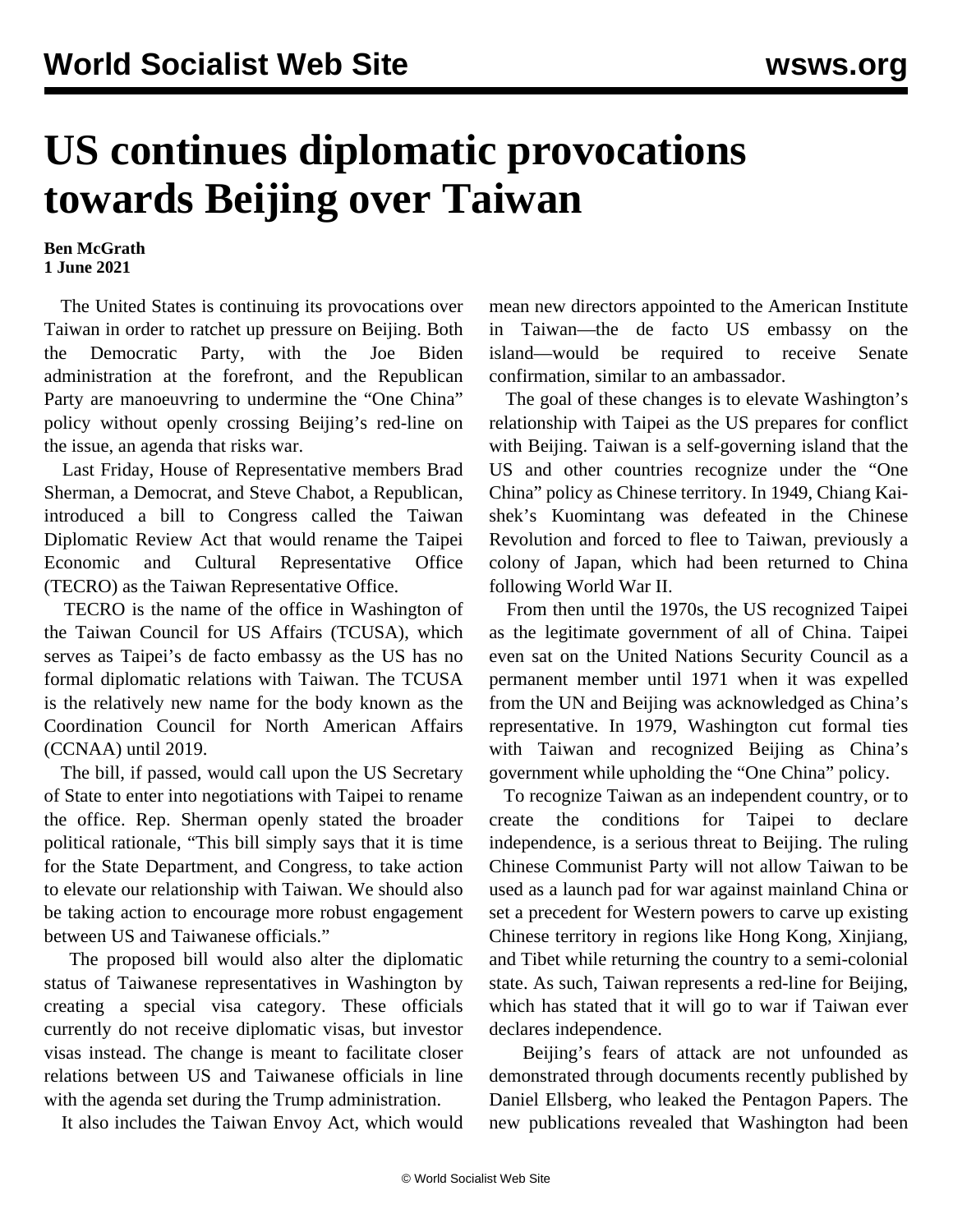# US continues diplomatic provocations towards Beijing over Taiwan

**Ben McGrath**
**1 June 2021**

The United States is continuing its provocations over Taiwan in order to ratchet up pressure on Beijing. Both the Democratic Party, with the Joe Biden administration at the forefront, and the Republican Party are manoeuvring to undermine the "One China" policy without openly crossing Beijing's red-line on the issue, an agenda that risks war.

Last Friday, House of Representative members Brad Sherman, a Democrat, and Steve Chabot, a Republican, introduced a bill to Congress called the Taiwan Diplomatic Review Act that would rename the Taipei Economic and Cultural Representative Office (TECRO) as the Taiwan Representative Office.

TECRO is the name of the office in Washington of the Taiwan Council for US Affairs (TCUSA), which serves as Taipei's de facto embassy as the US has no formal diplomatic relations with Taiwan. The TCUSA is the relatively new name for the body known as the Coordination Council for North American Affairs (CCNAA) until 2019.

The bill, if passed, would call upon the US Secretary of State to enter into negotiations with Taipei to rename the office. Rep. Sherman openly stated the broader political rationale, "This bill simply says that it is time for the State Department, and Congress, to take action to elevate our relationship with Taiwan. We should also be taking action to encourage more robust engagement between US and Taiwanese officials."

The proposed bill would also alter the diplomatic status of Taiwanese representatives in Washington by creating a special visa category. These officials currently do not receive diplomatic visas, but investor visas instead. The change is meant to facilitate closer relations between US and Taiwanese officials in line with the agenda set during the Trump administration.

It also includes the Taiwan Envoy Act, which would mean new directors appointed to the American Institute in Taiwan—the de facto US embassy on the island—would be required to receive Senate confirmation, similar to an ambassador.

The goal of these changes is to elevate Washington's relationship with Taipei as the US prepares for conflict with Beijing. Taiwan is a self-governing island that the US and other countries recognize under the "One China" policy as Chinese territory. In 1949, Chiang Kai-shek's Kuomintang was defeated in the Chinese Revolution and forced to flee to Taiwan, previously a colony of Japan, which had been returned to China following World War II.

From then until the 1970s, the US recognized Taipei as the legitimate government of all of China. Taipei even sat on the United Nations Security Council as a permanent member until 1971 when it was expelled from the UN and Beijing was acknowledged as China's representative. In 1979, Washington cut formal ties with Taiwan and recognized Beijing as China's government while upholding the "One China" policy.

To recognize Taiwan as an independent country, or to create the conditions for Taipei to declare independence, is a serious threat to Beijing. The ruling Chinese Communist Party will not allow Taiwan to be used as a launch pad for war against mainland China or set a precedent for Western powers to carve up existing Chinese territory in regions like Hong Kong, Xinjiang, and Tibet while returning the country to a semi-colonial state. As such, Taiwan represents a red-line for Beijing, which has stated that it will go to war if Taiwan ever declares independence.

Beijing's fears of attack are not unfounded as demonstrated through documents recently published by Daniel Ellsberg, who leaked the Pentagon Papers. The new publications revealed that Washington had been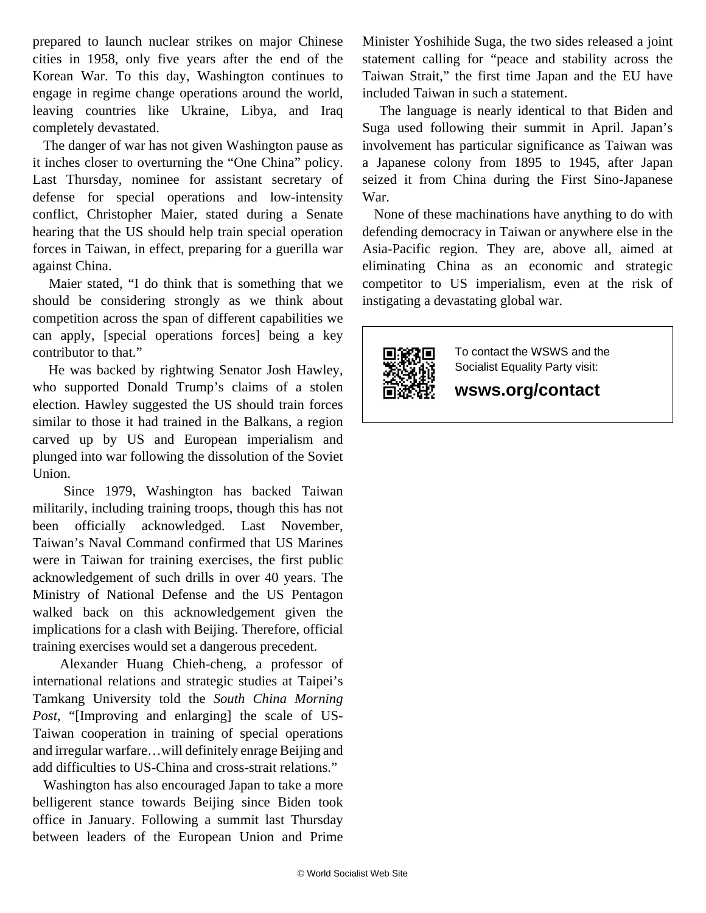prepared to launch nuclear strikes on major Chinese cities in 1958, only five years after the end of the Korean War. To this day, Washington continues to engage in regime change operations around the world, leaving countries like Ukraine, Libya, and Iraq completely devastated.

The danger of war has not given Washington pause as it inches closer to overturning the "One China" policy. Last Thursday, nominee for assistant secretary of defense for special operations and low-intensity conflict, Christopher Maier, stated during a Senate hearing that the US should help train special operation forces in Taiwan, in effect, preparing for a guerilla war against China.

Maier stated, "I do think that is something that we should be considering strongly as we think about competition across the span of different capabilities we can apply, [special operations forces] being a key contributor to that."

He was backed by rightwing Senator Josh Hawley, who supported Donald Trump's claims of a stolen election. Hawley suggested the US should train forces similar to those it had trained in the Balkans, a region carved up by US and European imperialism and plunged into war following the dissolution of the Soviet Union.

Since 1979, Washington has backed Taiwan militarily, including training troops, though this has not been officially acknowledged. Last November, Taiwan's Naval Command confirmed that US Marines were in Taiwan for training exercises, the first public acknowledgement of such drills in over 40 years. The Ministry of National Defense and the US Pentagon walked back on this acknowledgement given the implications for a clash with Beijing. Therefore, official training exercises would set a dangerous precedent.

Alexander Huang Chieh-cheng, a professor of international relations and strategic studies at Taipei's Tamkang University told the *South China Morning Post*, "[Improving and enlarging] the scale of US-Taiwan cooperation in training of special operations and irregular warfare…will definitely enrage Beijing and add difficulties to US-China and cross-strait relations."

Washington has also encouraged Japan to take a more belligerent stance towards Beijing since Biden took office in January. Following a summit last Thursday between leaders of the European Union and Prime Minister Yoshihide Suga, the two sides released a joint statement calling for "peace and stability across the Taiwan Strait," the first time Japan and the EU have included Taiwan in such a statement.

The language is nearly identical to that Biden and Suga used following their summit in April. Japan's involvement has particular significance as Taiwan was a Japanese colony from 1895 to 1945, after Japan seized it from China during the First Sino-Japanese War.

None of these machinations have anything to do with defending democracy in Taiwan or anywhere else in the Asia-Pacific region. They are, above all, aimed at eliminating China as an economic and strategic competitor to US imperialism, even at the risk of instigating a devastating global war.

To contact the WSWS and the Socialist Equality Party visit:

**wsws.org/contact**